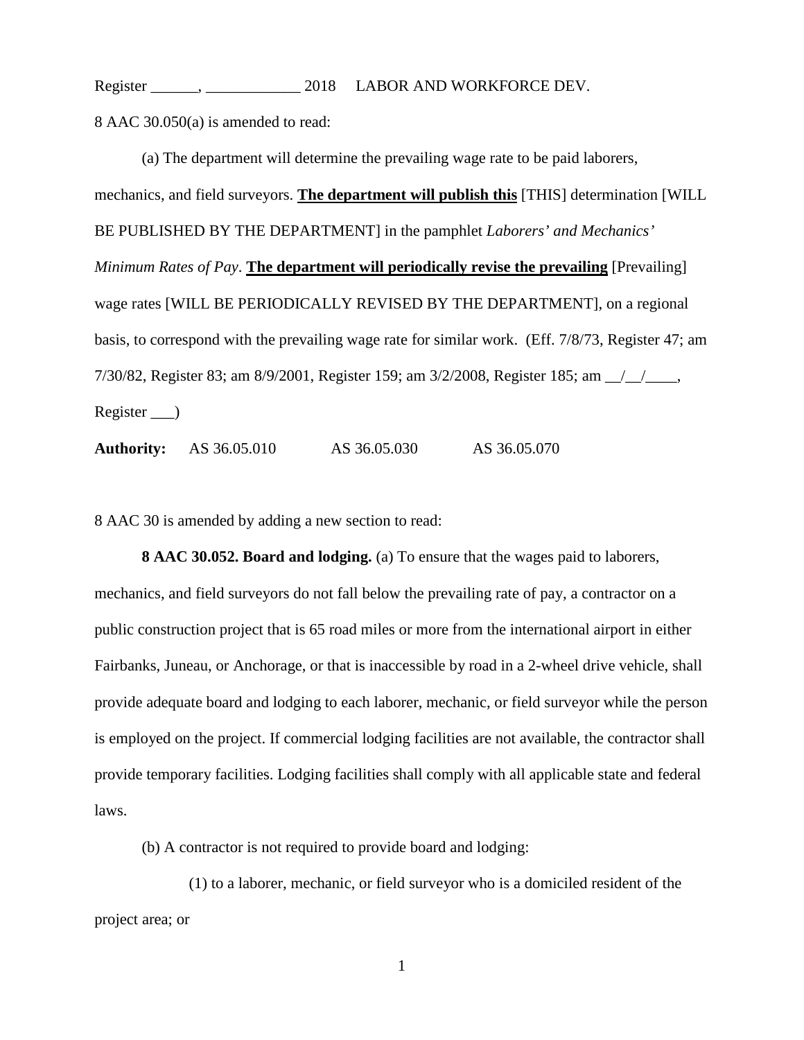Register ______, ____________ 2018     LABOR AND WORKFORCE DEV.

8 AAC 30.050(a) is amended to read:

(a) The department will determine the prevailing wage rate to be paid laborers, mechanics, and field surveyors. **The department will publish this** [THIS] determination [WILL BE PUBLISHED BY THE DEPARTMENT] in the pamphlet *Laborers' and Mechanics' Minimum Rates of Pay*. **The department will periodically revise the prevailing** [Prevailing] wage rates [WILL BE PERIODICALLY REVISED BY THE DEPARTMENT], on a regional basis, to correspond with the prevailing wage rate for similar work. (Eff. 7/8/73, Register 47; am 7/30/82, Register 83; am 8/9/2001, Register 159; am 3/2/2008, Register 185; am __/__/____, Register ___)

**Authority:** AS 36.05.010     AS 36.05.030     AS 36.05.070

8 AAC 30 is amended by adding a new section to read:

**8 AAC 30.052. Board and lodging.** (a) To ensure that the wages paid to laborers, mechanics, and field surveyors do not fall below the prevailing rate of pay, a contractor on a public construction project that is 65 road miles or more from the international airport in either Fairbanks, Juneau, or Anchorage, or that is inaccessible by road in a 2-wheel drive vehicle, shall provide adequate board and lodging to each laborer, mechanic, or field surveyor while the person is employed on the project. If commercial lodging facilities are not available, the contractor shall provide temporary facilities. Lodging facilities shall comply with all applicable state and federal laws.

(b) A contractor is not required to provide board and lodging:

(1) to a laborer, mechanic, or field surveyor who is a domiciled resident of the project area; or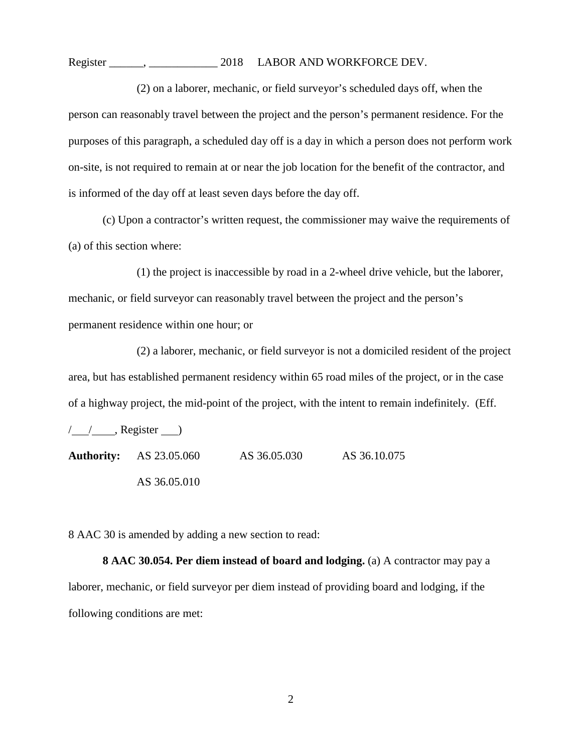(2) on a laborer, mechanic, or field surveyor's scheduled days off, when the person can reasonably travel between the project and the person's permanent residence. For the purposes of this paragraph, a scheduled day off is a day in which a person does not perform work on-site, is not required to remain at or near the job location for the benefit of the contractor, and is informed of the day off at least seven days before the day off.

(c) Upon a contractor's written request, the commissioner may waive the requirements of (a) of this section where:

(1) the project is inaccessible by road in a 2-wheel drive vehicle, but the laborer, mechanic, or field surveyor can reasonably travel between the project and the person's permanent residence within one hour; or

(2) a laborer, mechanic, or field surveyor is not a domiciled resident of the project area, but has established permanent residency within 65 road miles of the project, or in the case of a highway project, the mid-point of the project, with the intent to remain indefinitely. (Eff. /___/____, Register ___)

**Authority:** AS 23.05.060 AS 36.05.030 AS 36.10.075
AS 36.05.010

8 AAC 30 is amended by adding a new section to read:

**8 AAC 30.054. Per diem instead of board and lodging.** (a) A contractor may pay a laborer, mechanic, or field surveyor per diem instead of providing board and lodging, if the following conditions are met: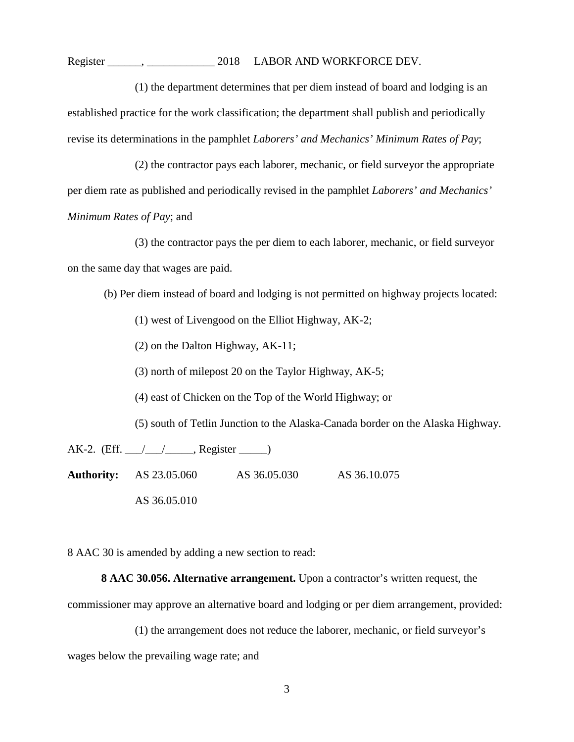(1) the department determines that per diem instead of board and lodging is an established practice for the work classification; the department shall publish and periodically revise its determinations in the pamphlet *Laborers' and Mechanics' Minimum Rates of Pay*;

(2) the contractor pays each laborer, mechanic, or field surveyor the appropriate per diem rate as published and periodically revised in the pamphlet *Laborers' and Mechanics' Minimum Rates of Pay*; and

(3) the contractor pays the per diem to each laborer, mechanic, or field surveyor on the same day that wages are paid.

(b) Per diem instead of board and lodging is not permitted on highway projects located:

(1) west of Livengood on the Elliot Highway, AK-2;

(2) on the Dalton Highway, AK-11;

(3) north of milepost 20 on the Taylor Highway, AK-5;

(4) east of Chicken on the Top of the World Highway; or

(5) south of Tetlin Junction to the Alaska-Canada border on the Alaska Highway.

AK-2. (Eff. ___/___/_____, Register _____)

**Authority:** AS 23.05.060 AS 36.05.030 AS 36.10.075

AS 36.05.010

8 AAC 30 is amended by adding a new section to read:

**8 AAC 30.056. Alternative arrangement.** Upon a contractor's written request, the commissioner may approve an alternative board and lodging or per diem arrangement, provided:

(1) the arrangement does not reduce the laborer, mechanic, or field surveyor's wages below the prevailing wage rate; and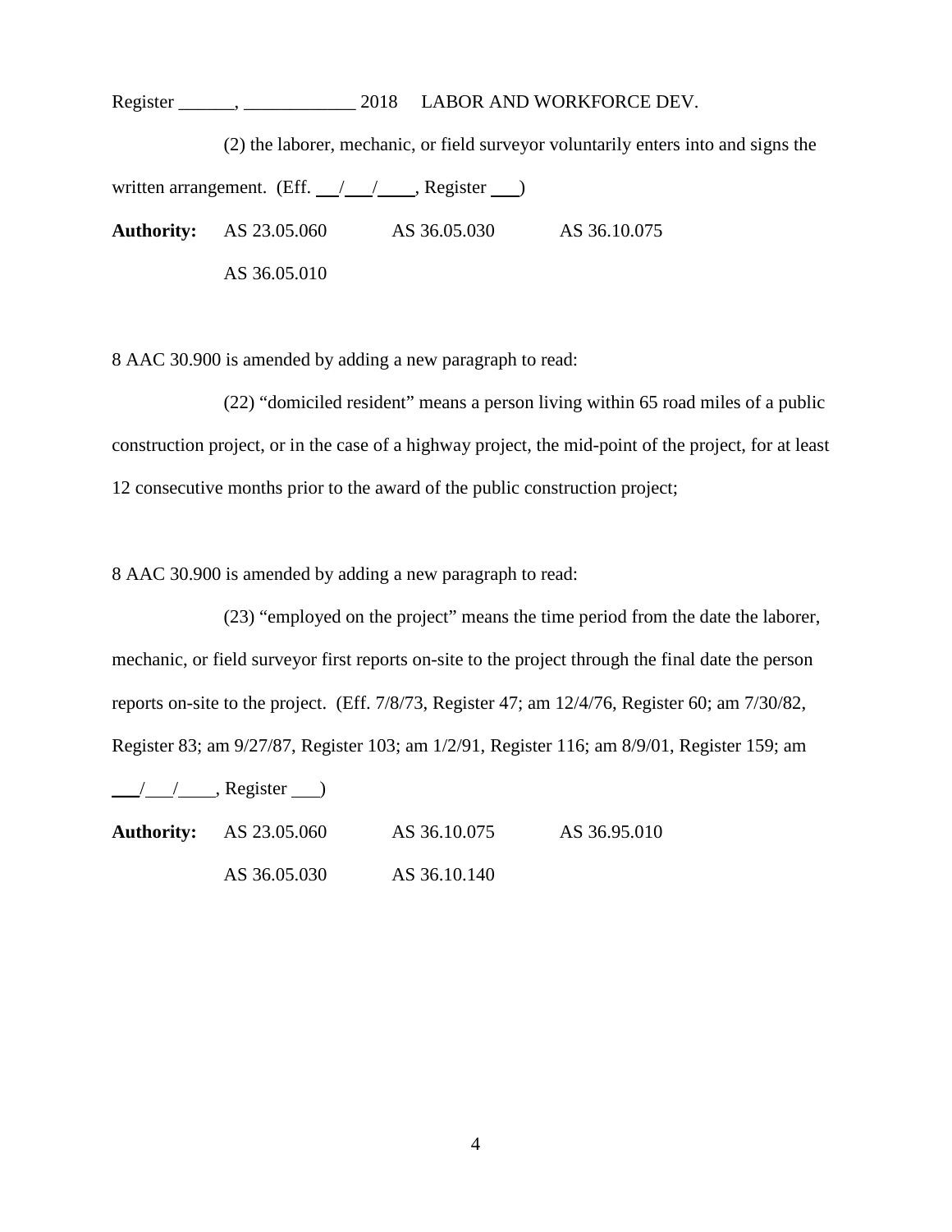(2) the laborer, mechanic, or field surveyor voluntarily enters into and signs the written arrangement. (Eff. ___/___/____, Register ___)

**Authority:** AS 23.05.060 AS 36.05.030 AS 36.10.075
AS 36.05.010

8 AAC 30.900 is amended by adding a new paragraph to read:

(22) "domiciled resident" means a person living within 65 road miles of a public construction project, or in the case of a highway project, the mid-point of the project, for at least 12 consecutive months prior to the award of the public construction project;

8 AAC 30.900 is amended by adding a new paragraph to read:

(23) "employed on the project" means the time period from the date the laborer, mechanic, or field surveyor first reports on-site to the project through the final date the person reports on-site to the project. (Eff. 7/8/73, Register 47; am 12/4/76, Register 60; am 7/30/82, Register 83; am 9/27/87, Register 103; am 1/2/91, Register 116; am 8/9/01, Register 159; am ___/___/____, Register ___)

**Authority:** AS 23.05.060 AS 36.10.075 AS 36.95.010
AS 36.05.030 AS 36.10.140